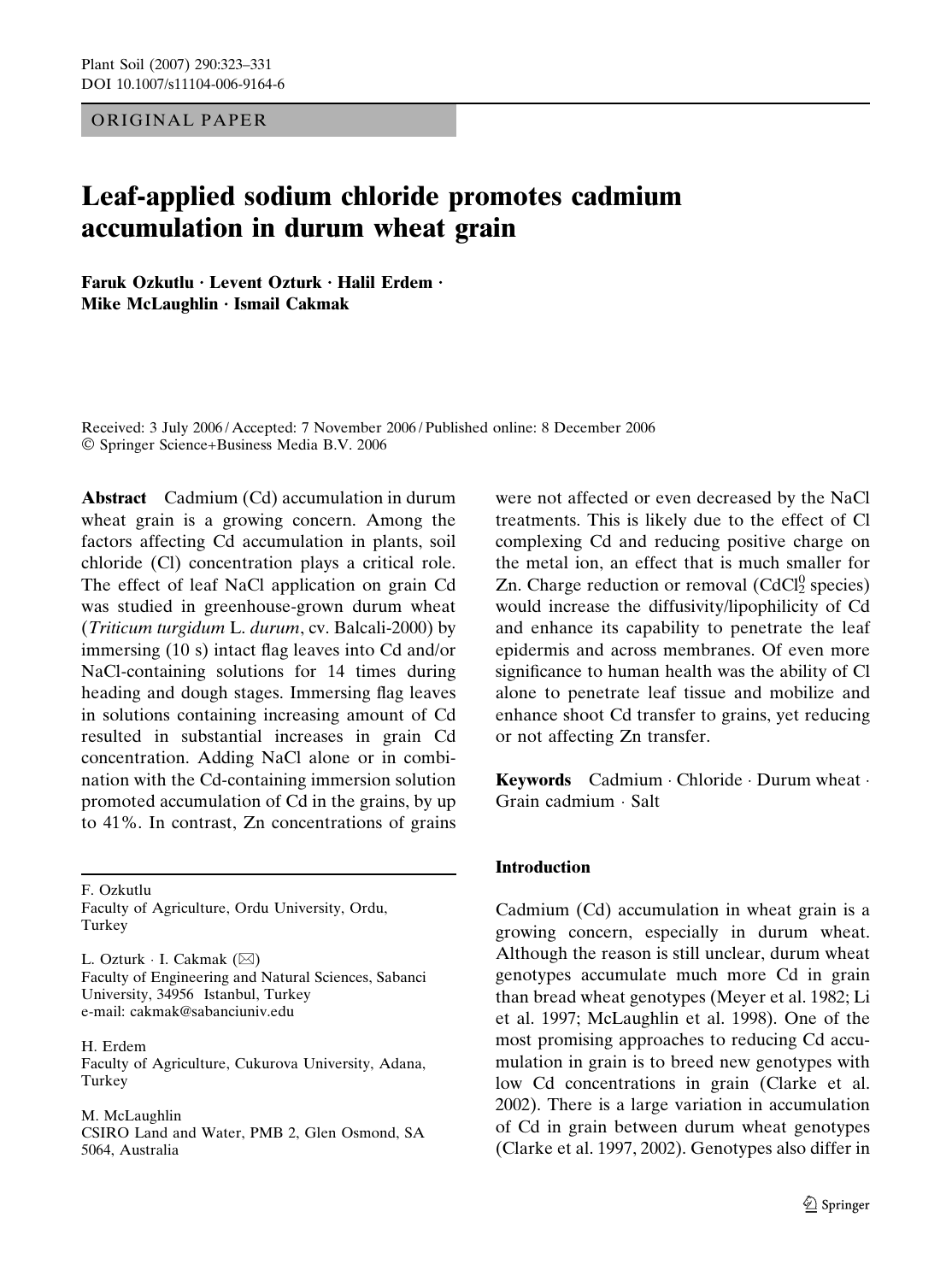ORIGINAL PAPER

# Leaf-applied sodium chloride promotes cadmium accumulation in durum wheat grain

**Faruk Ozkutlu · Levent Ozturk · Halil Erdem · Mike McLaughlin · Ismail Cakmak**

Received: 3 July 2006 / Accepted: 7 November 2006 / Published online: 8 December 2006
© Springer Science+Business Media B.V. 2006

**Abstract** Cadmium (Cd) accumulation in durum wheat grain is a growing concern. Among the factors affecting Cd accumulation in plants, soil chloride (Cl) concentration plays a critical role. The effect of leaf NaCl application on grain Cd was studied in greenhouse-grown durum wheat (*Triticum turgidum* L. *durum*, cv. Balcali-2000) by immersing (10 s) intact flag leaves into Cd and/or NaCl-containing solutions for 14 times during heading and dough stages. Immersing flag leaves in solutions containing increasing amount of Cd resulted in substantial increases in grain Cd concentration. Adding NaCl alone or in combination with the Cd-containing immersion solution promoted accumulation of Cd in the grains, by up to 41%. In contrast, Zn concentrations of grains were not affected or even decreased by the NaCl treatments. This is likely due to the effect of Cl complexing Cd and reducing positive charge on the metal ion, an effect that is much smaller for Zn. Charge reduction or removal ($CdCl_2^0$ species) would increase the diffusivity/lipophilicity of Cd and enhance its capability to penetrate the leaf epidermis and across membranes. Of even more significance to human health was the ability of Cl alone to penetrate leaf tissue and mobilize and enhance shoot Cd transfer to grains, yet reducing or not affecting Zn transfer.

**Keywords** Cadmium · Chloride · Durum wheat · Grain cadmium · Salt

F. Ozkutlu
Faculty of Agriculture, Ordu University, Ordu, Turkey

L. Ozturk · I. Cakmak (✉)
Faculty of Engineering and Natural Sciences, Sabanci University, 34956 Istanbul, Turkey
e-mail: cakmak@sabanciuniv.edu

H. Erdem
Faculty of Agriculture, Cukurova University, Adana, Turkey

M. McLaughlin
CSIRO Land and Water, PMB 2, Glen Osmond, SA 5064, Australia

## Introduction

Cadmium (Cd) accumulation in wheat grain is a growing concern, especially in durum wheat. Although the reason is still unclear, durum wheat genotypes accumulate much more Cd in grain than bread wheat genotypes (Meyer et al. 1982; Li et al. 1997; McLaughlin et al. 1998). One of the most promising approaches to reducing Cd accumulation in grain is to breed new genotypes with low Cd concentrations in grain (Clarke et al. 2002). There is a large variation in accumulation of Cd in grain between durum wheat genotypes (Clarke et al. 1997, 2002). Genotypes also differ in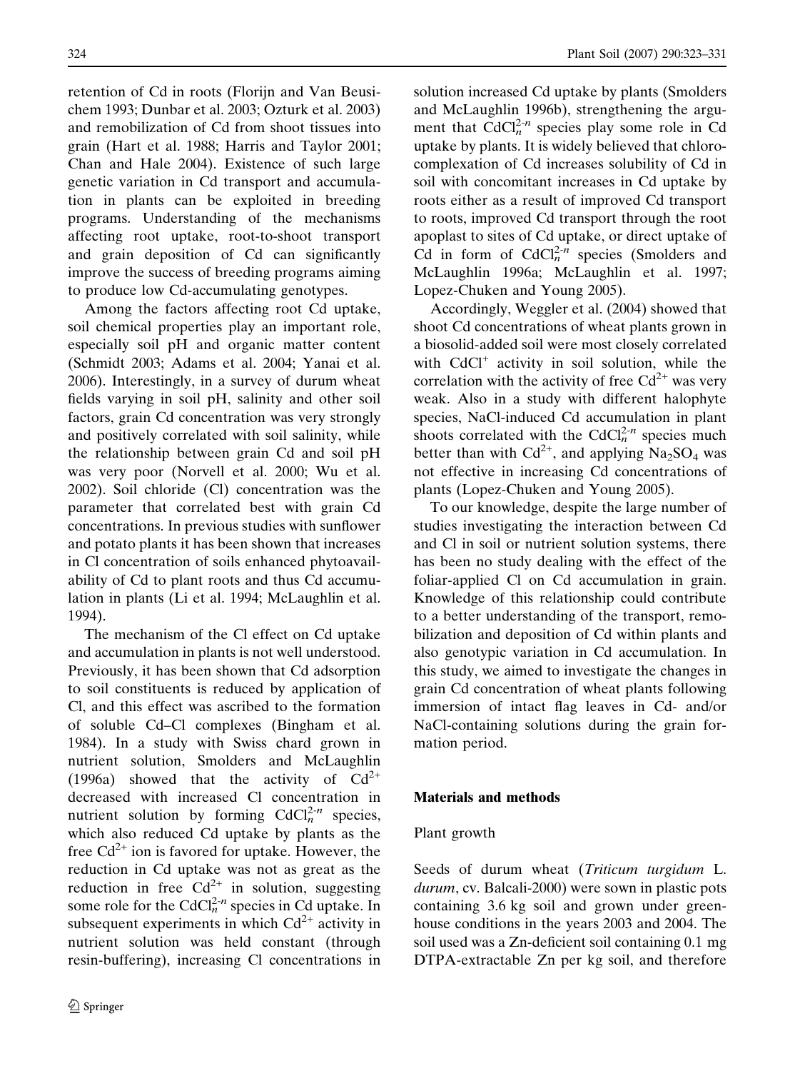retention of Cd in roots (Florijn and Van Beusichem 1993; Dunbar et al. 2003; Ozturk et al. 2003) and remobilization of Cd from shoot tissues into grain (Hart et al. 1988; Harris and Taylor 2001; Chan and Hale 2004). Existence of such large genetic variation in Cd transport and accumulation in plants can be exploited in breeding programs. Understanding of the mechanisms affecting root uptake, root-to-shoot transport and grain deposition of Cd can significantly improve the success of breeding programs aiming to produce low Cd-accumulating genotypes.

Among the factors affecting root Cd uptake, soil chemical properties play an important role, especially soil pH and organic matter content (Schmidt 2003; Adams et al. 2004; Yanai et al. 2006). Interestingly, in a survey of durum wheat fields varying in soil pH, salinity and other soil factors, grain Cd concentration was very strongly and positively correlated with soil salinity, while the relationship between grain Cd and soil pH was very poor (Norvell et al. 2000; Wu et al. 2002). Soil chloride (Cl) concentration was the parameter that correlated best with grain Cd concentrations. In previous studies with sunflower and potato plants it has been shown that increases in Cl concentration of soils enhanced phytoavailability of Cd to plant roots and thus Cd accumulation in plants (Li et al. 1994; McLaughlin et al. 1994).

The mechanism of the Cl effect on Cd uptake and accumulation in plants is not well understood. Previously, it has been shown that Cd adsorption to soil constituents is reduced by application of Cl, and this effect was ascribed to the formation of soluble Cd–Cl complexes (Bingham et al. 1984). In a study with Swiss chard grown in nutrient solution, Smolders and McLaughlin (1996a) showed that the activity of $Cd^{2+}$ decreased with increased Cl concentration in nutrient solution by forming $CdCl_n^{2-n}$ species, which also reduced Cd uptake by plants as the free $Cd^{2+}$ ion is favored for uptake. However, the reduction in Cd uptake was not as great as the reduction in free $Cd^{2+}$ in solution, suggesting some role for the $CdCl_n^{2-n}$ species in Cd uptake. In subsequent experiments in which $Cd^{2+}$ activity in nutrient solution was held constant (through resin-buffering), increasing Cl concentrations in solution increased Cd uptake by plants (Smolders and McLaughlin 1996b), strengthening the argument that $CdCl_n^{2-n}$ species play some role in Cd uptake by plants. It is widely believed that chloro-complexation of Cd increases solubility of Cd in soil with concomitant increases in Cd uptake by roots either as a result of improved Cd transport to roots, improved Cd transport through the root apoplast to sites of Cd uptake, or direct uptake of Cd in form of $CdCl_n^{2-n}$ species (Smolders and McLaughlin 1996a; McLaughlin et al. 1997; Lopez-Chuken and Young 2005).

Accordingly, Weggler et al. (2004) showed that shoot Cd concentrations of wheat plants grown in a biosolid-added soil were most closely correlated with $CdCl^{+}$ activity in soil solution, while the correlation with the activity of free $Cd^{2+}$ was very weak. Also in a study with different halophyte species, NaCl-induced Cd accumulation in plant shoots correlated with the $CdCl_n^{2-n}$ species much better than with $Cd^{2+}$, and applying $Na_2SO_4$ was not effective in increasing Cd concentrations of plants (Lopez-Chuken and Young 2005).

To our knowledge, despite the large number of studies investigating the interaction between Cd and Cl in soil or nutrient solution systems, there has been no study dealing with the effect of the foliar-applied Cl on Cd accumulation in grain. Knowledge of this relationship could contribute to a better understanding of the transport, remobilization and deposition of Cd within plants and also genotypic variation in Cd accumulation. In this study, we aimed to investigate the changes in grain Cd concentration of wheat plants following immersion of intact flag leaves in Cd- and/or NaCl-containing solutions during the grain formation period.

## Materials and methods

### Plant growth

Seeds of durum wheat (*Triticum turgidum* L. *durum*, cv. Balcali-2000) were sown in plastic pots containing 3.6 kg soil and grown under greenhouse conditions in the years 2003 and 2004. The soil used was a Zn-deficient soil containing 0.1 mg DTPA-extractable Zn per kg soil, and therefore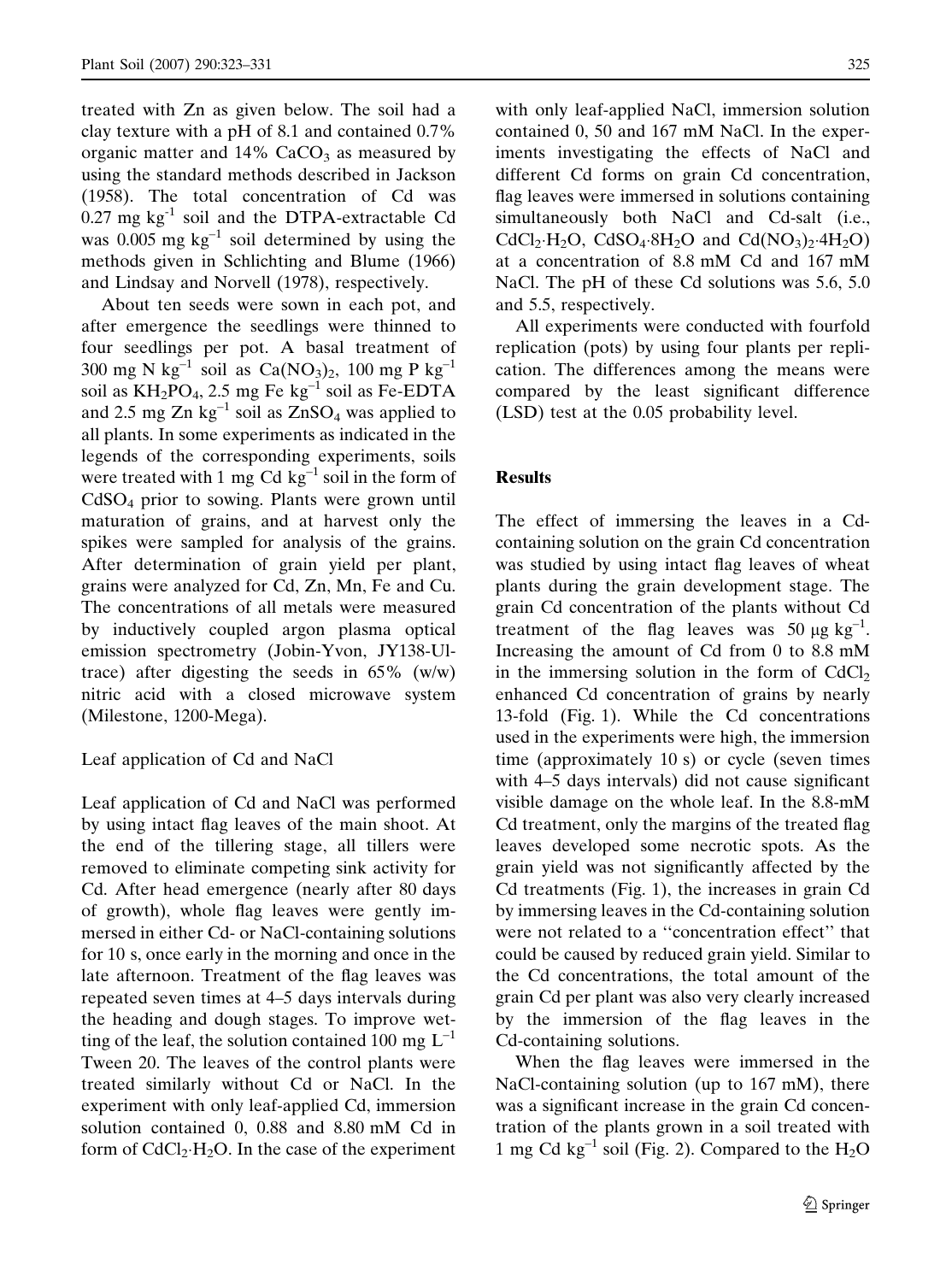treated with Zn as given below. The soil had a clay texture with a pH of 8.1 and contained 0.7% organic matter and 14% $CaCO_3$ as measured by using the standard methods described in Jackson (1958). The total concentration of Cd was 0.27 mg $kg^{-1}$ soil and the DTPA-extractable Cd was 0.005 mg $kg^{-1}$ soil determined by using the methods given in Schlichting and Blume (1966) and Lindsay and Norvell (1978), respectively.

About ten seeds were sown in each pot, and after emergence the seedlings were thinned to four seedlings per pot. A basal treatment of 300 mg N $kg^{-1}$ soil as $Ca(NO_3)_2$, 100 mg P $kg^{-1}$ soil as $KH_2PO_4$, 2.5 mg Fe $kg^{-1}$ soil as Fe-EDTA and 2.5 mg Zn $kg^{-1}$ soil as $ZnSO_4$ was applied to all plants. In some experiments as indicated in the legends of the corresponding experiments, soils were treated with 1 mg Cd $kg^{-1}$ soil in the form of $CdSO_4$ prior to sowing. Plants were grown until maturation of grains, and at harvest only the spikes were sampled for analysis of the grains. After determination of grain yield per plant, grains were analyzed for Cd, Zn, Mn, Fe and Cu. The concentrations of all metals were measured by inductively coupled argon plasma optical emission spectrometry (Jobin-Yvon, JY138-Ultrace) after digesting the seeds in 65% (w/w) nitric acid with a closed microwave system (Milestone, 1200-Mega).

### Leaf application of Cd and NaCl

Leaf application of Cd and NaCl was performed by using intact flag leaves of the main shoot. At the end of the tillering stage, all tillers were removed to eliminate competing sink activity for Cd. After head emergence (nearly after 80 days of growth), whole flag leaves were gently immersed in either Cd- or NaCl-containing solutions for 10 s, once early in the morning and once in the late afternoon. Treatment of the flag leaves was repeated seven times at 4–5 days intervals during the heading and dough stages. To improve wetting of the leaf, the solution contained 100 mg $L^{-1}$ Tween 20. The leaves of the control plants were treated similarly without Cd or NaCl. In the experiment with only leaf-applied Cd, immersion solution contained 0, 0.88 and 8.80 mM Cd in form of $CdCl_2{\cdot}H_2O$. In the case of the experiment with only leaf-applied NaCl, immersion solution contained 0, 50 and 167 mM NaCl. In the experiments investigating the effects of NaCl and different Cd forms on grain Cd concentration, flag leaves were immersed in solutions containing simultaneously both NaCl and Cd-salt (i.e., $CdCl_2{\cdot}H_2O$, $CdSO_4{\cdot}8H_2O$ and $Cd(NO_3)_2{\cdot}4H_2O$) at a concentration of 8.8 mM Cd and 167 mM NaCl. The pH of these Cd solutions was 5.6, 5.0 and 5.5, respectively.

All experiments were conducted with fourfold replication (pots) by using four plants per replication. The differences among the means were compared by the least significant difference (LSD) test at the 0.05 probability level.

## Results

The effect of immersing the leaves in a Cd-containing solution on the grain Cd concentration was studied by using intact flag leaves of wheat plants during the grain development stage. The grain Cd concentration of the plants without Cd treatment of the flag leaves was 50 μg $kg^{-1}$. Increasing the amount of Cd from 0 to 8.8 mM in the immersing solution in the form of $CdCl_2$ enhanced Cd concentration of grains by nearly 13-fold (Fig. 1). While the Cd concentrations used in the experiments were high, the immersion time (approximately 10 s) or cycle (seven times with 4–5 days intervals) did not cause significant visible damage on the whole leaf. In the 8.8-mM Cd treatment, only the margins of the treated flag leaves developed some necrotic spots. As the grain yield was not significantly affected by the Cd treatments (Fig. 1), the increases in grain Cd by immersing leaves in the Cd-containing solution were not related to a "concentration effect" that could be caused by reduced grain yield. Similar to the Cd concentrations, the total amount of the grain Cd per plant was also very clearly increased by the immersion of the flag leaves in the Cd-containing solutions.

When the flag leaves were immersed in the NaCl-containing solution (up to 167 mM), there was a significant increase in the grain Cd concentration of the plants grown in a soil treated with 1 mg Cd $kg^{-1}$ soil (Fig. 2). Compared to the $H_2O$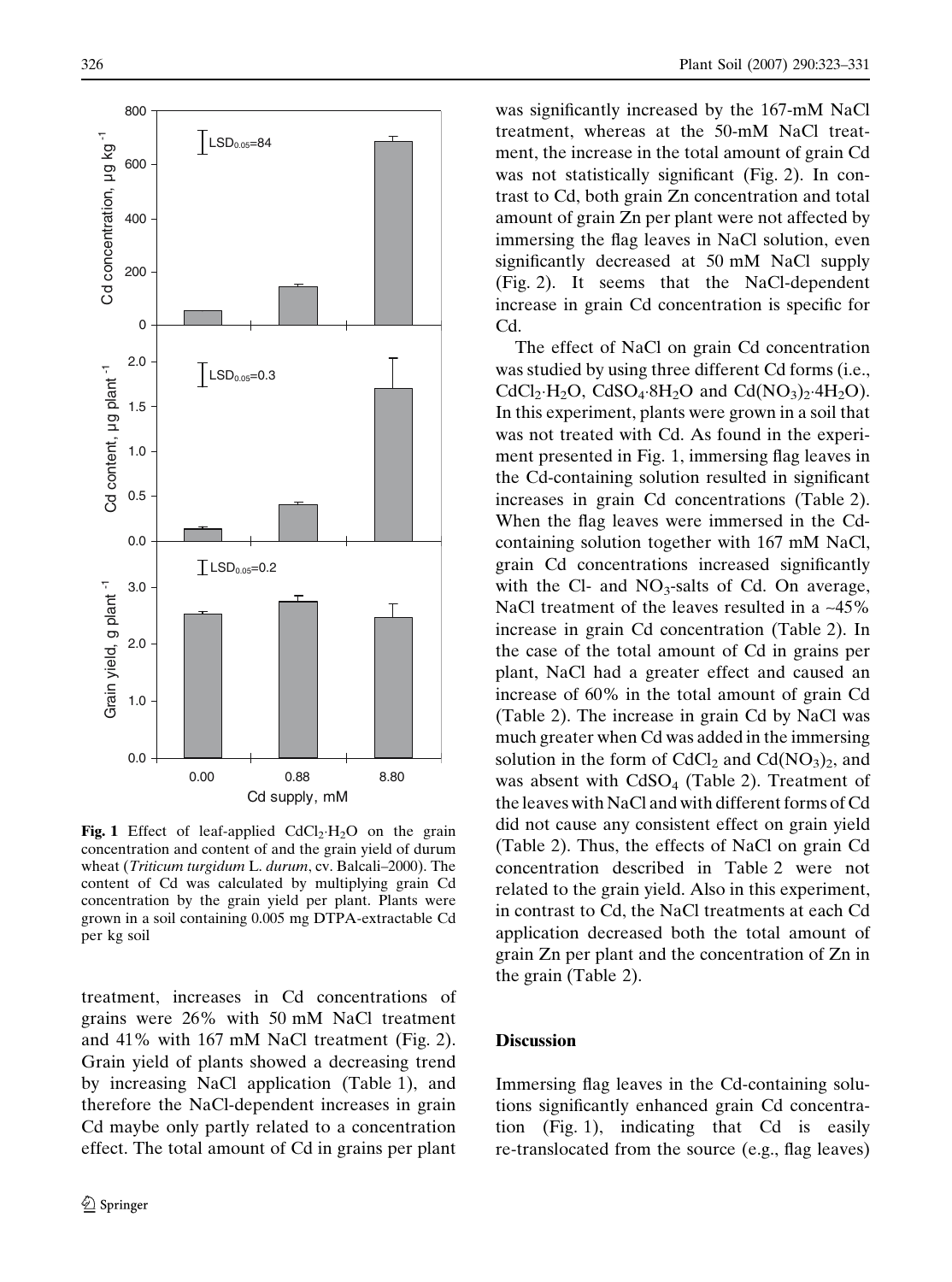**Fig. 1** Effect of leaf-applied $CdCl_2{\cdot}H_2O$ on the grain concentration and content of and the grain yield of durum wheat (*Triticum turgidum* L. *durum*, cv. Balcali–2000). The content of Cd was calculated by multiplying grain Cd concentration by the grain yield per plant. Plants were grown in a soil containing 0.005 mg DTPA-extractable Cd per kg soil

treatment, increases in Cd concentrations of grains were 26% with 50 mM NaCl treatment and 41% with 167 mM NaCl treatment (Fig. 2). Grain yield of plants showed a decreasing trend by increasing NaCl application (Table 1), and therefore the NaCl-dependent increases in grain Cd maybe only partly related to a concentration effect. The total amount of Cd in grains per plant was significantly increased by the 167-mM NaCl treatment, whereas at the 50-mM NaCl treatment, the increase in the total amount of grain Cd was not statistically significant (Fig. 2). In contrast to Cd, both grain Zn concentration and total amount of grain Zn per plant were not affected by immersing the flag leaves in NaCl solution, even significantly decreased at 50 mM NaCl supply (Fig. 2). It seems that the NaCl-dependent increase in grain Cd concentration is specific for Cd.

The effect of NaCl on grain Cd concentration was studied by using three different Cd forms (i.e., $CdCl_2{\cdot}H_2O$, $CdSO_4{\cdot}8H_2O$ and $Cd(NO_3)_2{\cdot}4H_2O$). In this experiment, plants were grown in a soil that was not treated with Cd. As found in the experiment presented in Fig. 1, immersing flag leaves in the Cd-containing solution resulted in significant increases in grain Cd concentrations (Table 2). When the flag leaves were immersed in the Cd-containing solution together with 167 mM NaCl, grain Cd concentrations increased significantly with the Cl- and $NO_3$-salts of Cd. On average, NaCl treatment of the leaves resulted in a ~45% increase in grain Cd concentration (Table 2). In the case of the total amount of Cd in grains per plant, NaCl had a greater effect and caused an increase of 60% in the total amount of grain Cd (Table 2). The increase in grain Cd by NaCl was much greater when Cd was added in the immersing solution in the form of $CdCl_2$ and $Cd(NO_3)_2$, and was absent with $CdSO_4$ (Table 2). Treatment of the leaves with NaCl and with different forms of Cd did not cause any consistent effect on grain yield (Table 2). Thus, the effects of NaCl on grain Cd concentration described in Table 2 were not related to the grain yield. Also in this experiment, in contrast to Cd, the NaCl treatments at each Cd application decreased both the total amount of grain Zn per plant and the concentration of Zn in the grain (Table 2).

## Discussion

Immersing flag leaves in the Cd-containing solutions significantly enhanced grain Cd concentration (Fig. 1), indicating that Cd is easily re-translocated from the source (e.g., flag leaves)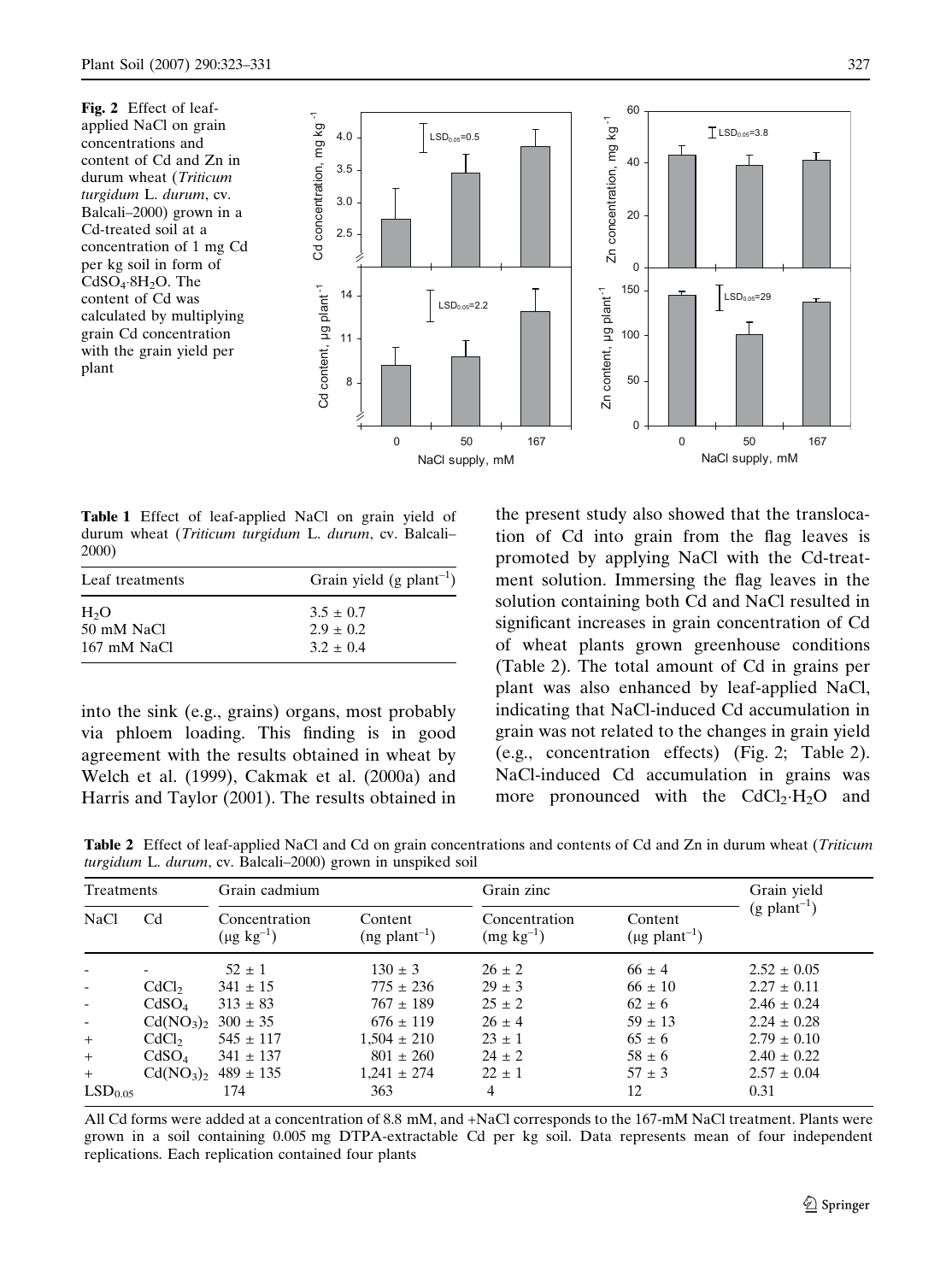**Fig. 2** Effect of leaf-applied NaCl on grain concentrations and content of Cd and Zn in durum wheat (*Triticum turgidum* L. *durum*, cv. Balcali–2000) grown in a Cd-treated soil at a concentration of 1 mg Cd per kg soil in form of $CdSO_4 \cdot 8H_2O$. The content of Cd was calculated by multiplying grain Cd concentration with the grain yield per plant

**Table 1** Effect of leaf-applied NaCl on grain yield of durum wheat (*Triticum turgidum* L. *durum*, cv. Balcali–2000)

| Leaf treatments | Grain yield (g $plant^{-1}$) |
|---|---|
| $H_2O$ | 3.5 ± 0.7 |
| 50 mM NaCl | 2.9 ± 0.2 |
| 167 mM NaCl | 3.2 ± 0.4 |

into the sink (e.g., grains) organs, most probably via phloem loading. This finding is in good agreement with the results obtained in wheat by Welch et al. (1999), Cakmak et al. (2000a) and Harris and Taylor (2001). The results obtained in the present study also showed that the translocation of Cd into grain from the flag leaves is promoted by applying NaCl with the Cd-treatment solution. Immersing the flag leaves in the solution containing both Cd and NaCl resulted in significant increases in grain concentration of Cd of wheat plants grown greenhouse conditions (Table 2). The total amount of Cd in grains per plant was also enhanced by leaf-applied NaCl, indicating that NaCl-induced Cd accumulation in grain was not related to the changes in grain yield (e.g., concentration effects) (Fig. 2; Table 2). NaCl-induced Cd accumulation in grains was more pronounced with the $CdCl_2 \cdot H_2O$ and

**Table 2** Effect of leaf-applied NaCl and Cd on grain concentrations and contents of Cd and Zn in durum wheat (*Triticum turgidum* L. *durum*, cv. Balcali–2000) grown in unspiked soil

| Treatments | | Grain cadmium | | Grain zinc | | Grain yield (g $plant^{-1}$) |
|---|---|---|---|---|---|---|
| NaCl | Cd | Concentration (μg $kg^{-1}$) | Content (ng $plant^{-1}$) | Concentration (mg $kg^{-1}$) | Content (μg $plant^{-1}$) | |
| - | - | 52 ± 1 | 130 ± 3 | 26 ± 2 | 66 ± 4 | 2.52 ± 0.05 |
| - | $CdCl_2$ | 341 ± 15 | 775 ± 236 | 29 ± 3 | 66 ± 10 | 2.27 ± 0.11 |
| - | $CdSO_4$ | 313 ± 83 | 767 ± 189 | 25 ± 2 | 62 ± 6 | 2.46 ± 0.24 |
| - | $Cd(NO_3)_2$ | 300 ± 35 | 676 ± 119 | 26 ± 4 | 59 ± 13 | 2.24 ± 0.28 |
| + | $CdCl_2$ | 545 ± 117 | 1,504 ± 210 | 23 ± 1 | 65 ± 6 | 2.79 ± 0.10 |
| + | $CdSO_4$ | 341 ± 137 | 801 ± 260 | 24 ± 2 | 58 ± 6 | 2.40 ± 0.22 |
| + | $Cd(NO_3)_2$ | 489 ± 135 | 1,241 ± 274 | 22 ± 1 | 57 ± 3 | 2.57 ± 0.04 |
| $LSD_{0.05}$ | | 174 | 363 | 4 | 12 | 0.31 |

All Cd forms were added at a concentration of 8.8 mM, and +NaCl corresponds to the 167-mM NaCl treatment. Plants were grown in a soil containing 0.005 mg DTPA-extractable Cd per kg soil. Data represents mean of four independent replications. Each replication contained four plants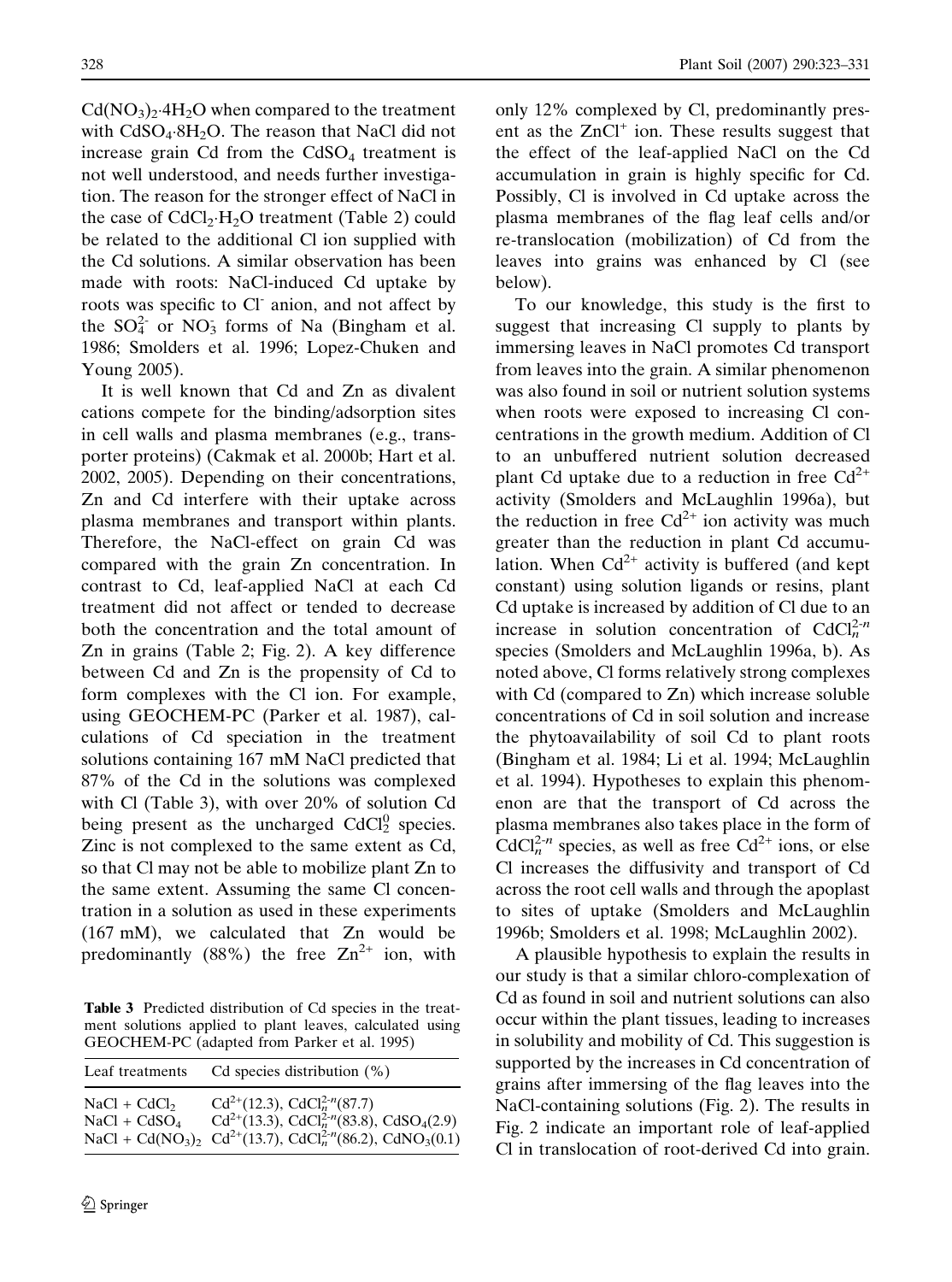$Cd(NO_3)_2{\cdot}4H_2O$ when compared to the treatment with $CdSO_4{\cdot}8H_2O$. The reason that NaCl did not increase grain Cd from the $CdSO_4$ treatment is not well understood, and needs further investigation. The reason for the stronger effect of NaCl in the case of $CdCl_2{\cdot}H_2O$ treatment (Table 2) could be related to the additional Cl ion supplied with the Cd solutions. A similar observation has been made with roots: NaCl-induced Cd uptake by roots was specific to $Cl^-$ anion, and not affect by the $SO_4^{2-}$ or $NO_3^-$ forms of Na (Bingham et al. 1986; Smolders et al. 1996; Lopez-Chuken and Young 2005).

It is well known that Cd and Zn as divalent cations compete for the binding/adsorption sites in cell walls and plasma membranes (e.g., transporter proteins) (Cakmak et al. 2000b; Hart et al. 2002, 2005). Depending on their concentrations, Zn and Cd interfere with their uptake across plasma membranes and transport within plants. Therefore, the NaCl-effect on grain Cd was compared with the grain Zn concentration. In contrast to Cd, leaf-applied NaCl at each Cd treatment did not affect or tended to decrease both the concentration and the total amount of Zn in grains (Table 2; Fig. 2). A key difference between Cd and Zn is the propensity of Cd to form complexes with the Cl ion. For example, using GEOCHEM-PC (Parker et al. 1987), calculations of Cd speciation in the treatment solutions containing 167 mM NaCl predicted that 87% of the Cd in the solutions was complexed with Cl (Table 3), with over 20% of solution Cd being present as the uncharged $CdCl_2^0$ species. Zinc is not complexed to the same extent as Cd, so that Cl may not be able to mobilize plant Zn to the same extent. Assuming the same Cl concentration in a solution as used in these experiments (167 mM), we calculated that Zn would be predominantly (88%) the free $Zn^{2+}$ ion, with only 12% complexed by Cl, predominantly present as the $ZnCl^+$ ion. These results suggest that the effect of the leaf-applied NaCl on the Cd accumulation in grain is highly specific for Cd. Possibly, Cl is involved in Cd uptake across the plasma membranes of the flag leaf cells and/or re-translocation (mobilization) of Cd from the leaves into grains was enhanced by Cl (see below).

**Table 3** Predicted distribution of Cd species in the treatment solutions applied to plant leaves, calculated using GEOCHEM-PC (adapted from Parker et al. 1995)

| Leaf treatments | Cd species distribution (%) |
|---|---|
| NaCl + $CdCl_2$ | $Cd^{2+}$(12.3), $CdCl_n^{2-n}$(87.7) |
| NaCl + $CdSO_4$ | $Cd^{2+}$(13.3), $CdCl_n^{2-n}$(83.8), $CdSO_4$(2.9) |
| NaCl + $Cd(NO_3)_2$ | $Cd^{2+}$(13.7), $CdCl_n^{2-n}$(86.2), $CdNO_3$(0.1) |

To our knowledge, this study is the first to suggest that increasing Cl supply to plants by immersing leaves in NaCl promotes Cd transport from leaves into the grain. A similar phenomenon was also found in soil or nutrient solution systems when roots were exposed to increasing Cl concentrations in the growth medium. Addition of Cl to an unbuffered nutrient solution decreased plant Cd uptake due to a reduction in free $Cd^{2+}$ activity (Smolders and McLaughlin 1996a), but the reduction in free $Cd^{2+}$ ion activity was much greater than the reduction in plant Cd accumulation. When $Cd^{2+}$ activity is buffered (and kept constant) using solution ligands or resins, plant Cd uptake is increased by addition of Cl due to an increase in solution concentration of $CdCl_n^{2-n}$ species (Smolders and McLaughlin 1996a, b). As noted above, Cl forms relatively strong complexes with Cd (compared to Zn) which increase soluble concentrations of Cd in soil solution and increase the phytoavailability of soil Cd to plant roots (Bingham et al. 1984; Li et al. 1994; McLaughlin et al. 1994). Hypotheses to explain this phenomenon are that the transport of Cd across the plasma membranes also takes place in the form of $CdCl_n^{2-n}$ species, as well as free $Cd^{2+}$ ions, or else Cl increases the diffusivity and transport of Cd across the root cell walls and through the apoplast to sites of uptake (Smolders and McLaughlin 1996b; Smolders et al. 1998; McLaughlin 2002).

A plausible hypothesis to explain the results in our study is that a similar chloro-complexation of Cd as found in soil and nutrient solutions can also occur within the plant tissues, leading to increases in solubility and mobility of Cd. This suggestion is supported by the increases in Cd concentration of grains after immersing of the flag leaves into the NaCl-containing solutions (Fig. 2). The results in Fig. 2 indicate an important role of leaf-applied Cl in translocation of root-derived Cd into grain.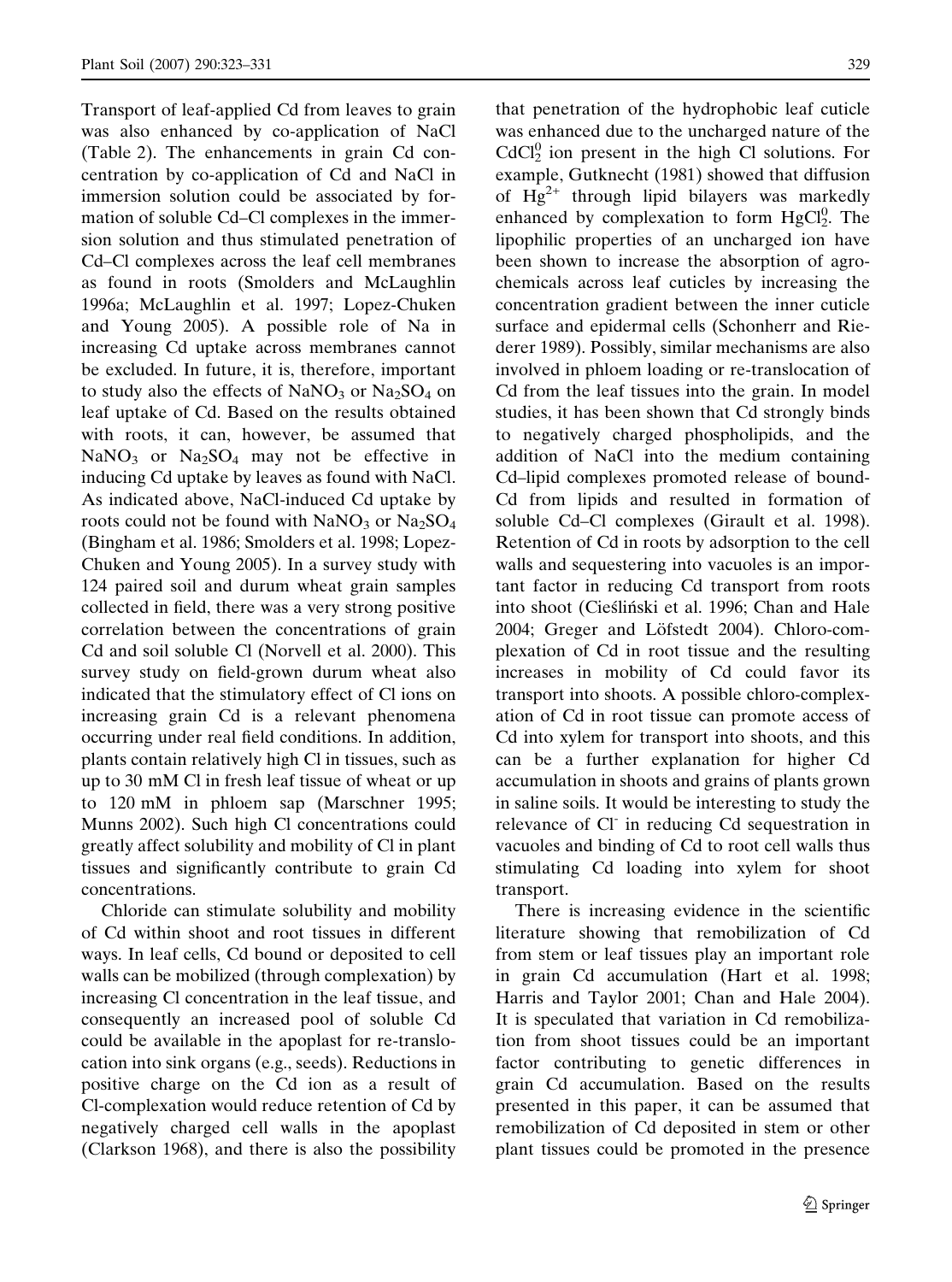Transport of leaf-applied Cd from leaves to grain was also enhanced by co-application of NaCl (Table 2). The enhancements in grain Cd concentration by co-application of Cd and NaCl in immersion solution could be associated by formation of soluble Cd–Cl complexes in the immersion solution and thus stimulated penetration of Cd–Cl complexes across the leaf cell membranes as found in roots (Smolders and McLaughlin 1996a; McLaughlin et al. 1997; Lopez-Chuken and Young 2005). A possible role of Na in increasing Cd uptake across membranes cannot be excluded. In future, it is, therefore, important to study also the effects of $NaNO_3$ or $Na_2SO_4$ on leaf uptake of Cd. Based on the results obtained with roots, it can, however, be assumed that $NaNO_3$ or $Na_2SO_4$ may not be effective in inducing Cd uptake by leaves as found with NaCl. As indicated above, NaCl-induced Cd uptake by roots could not be found with $NaNO_3$ or $Na_2SO_4$ (Bingham et al. 1986; Smolders et al. 1998; Lopez-Chuken and Young 2005). In a survey study with 124 paired soil and durum wheat grain samples collected in field, there was a very strong positive correlation between the concentrations of grain Cd and soil soluble Cl (Norvell et al. 2000). This survey study on field-grown durum wheat also indicated that the stimulatory effect of Cl ions on increasing grain Cd is a relevant phenomena occurring under real field conditions. In addition, plants contain relatively high Cl in tissues, such as up to 30 mM Cl in fresh leaf tissue of wheat or up to 120 mM in phloem sap (Marschner 1995; Munns 2002). Such high Cl concentrations could greatly affect solubility and mobility of Cl in plant tissues and significantly contribute to grain Cd concentrations.

Chloride can stimulate solubility and mobility of Cd within shoot and root tissues in different ways. In leaf cells, Cd bound or deposited to cell walls can be mobilized (through complexation) by increasing Cl concentration in the leaf tissue, and consequently an increased pool of soluble Cd could be available in the apoplast for re-translocation into sink organs (e.g., seeds). Reductions in positive charge on the Cd ion as a result of Cl-complexation would reduce retention of Cd by negatively charged cell walls in the apoplast (Clarkson 1968), and there is also the possibility that penetration of the hydrophobic leaf cuticle was enhanced due to the uncharged nature of the $CdCl_2^0$ ion present in the high Cl solutions. For example, Gutknecht (1981) showed that diffusion of $Hg^{2+}$ through lipid bilayers was markedly enhanced by complexation to form $HgCl_2^0$. The lipophilic properties of an uncharged ion have been shown to increase the absorption of agrochemicals across leaf cuticles by increasing the concentration gradient between the inner cuticle surface and epidermal cells (Schonherr and Riederer 1989). Possibly, similar mechanisms are also involved in phloem loading or re-translocation of Cd from the leaf tissues into the grain. In model studies, it has been shown that Cd strongly binds to negatively charged phospholipids, and the addition of NaCl into the medium containing Cd–lipid complexes promoted release of bound-Cd from lipids and resulted in formation of soluble Cd–Cl complexes (Girault et al. 1998). Retention of Cd in roots by adsorption to the cell walls and sequestering into vacuoles is an important factor in reducing Cd transport from roots into shoot (Cieśliński et al. 1996; Chan and Hale 2004; Greger and Löfstedt 2004). Chloro-complexation of Cd in root tissue and the resulting increases in mobility of Cd could favor its transport into shoots. A possible chloro-complexation of Cd in root tissue can promote access of Cd into xylem for transport into shoots, and this can be a further explanation for higher Cd accumulation in shoots and grains of plants grown in saline soils. It would be interesting to study the relevance of $Cl^-$ in reducing Cd sequestration in vacuoles and binding of Cd to root cell walls thus stimulating Cd loading into xylem for shoot transport.

There is increasing evidence in the scientific literature showing that remobilization of Cd from stem or leaf tissues play an important role in grain Cd accumulation (Hart et al. 1998; Harris and Taylor 2001; Chan and Hale 2004). It is speculated that variation in Cd remobilization from shoot tissues could be an important factor contributing to genetic differences in grain Cd accumulation. Based on the results presented in this paper, it can be assumed that remobilization of Cd deposited in stem or other plant tissues could be promoted in the presence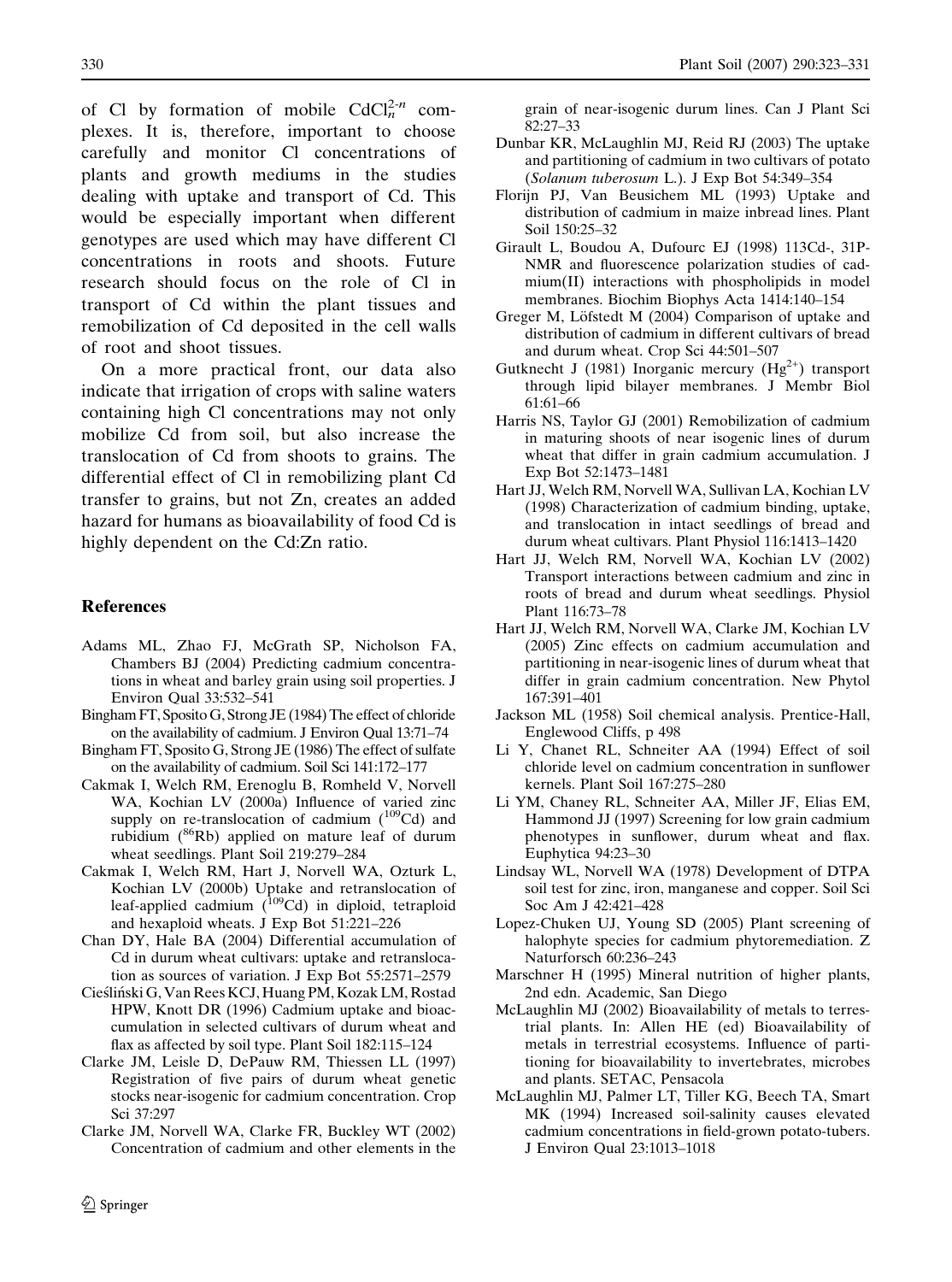of Cl by formation of mobile $CdCl_n^{2-n}$ complexes. It is, therefore, important to choose carefully and monitor Cl concentrations of plants and growth mediums in the studies dealing with uptake and transport of Cd. This would be especially important when different genotypes are used which may have different Cl concentrations in roots and shoots. Future research should focus on the role of Cl in transport of Cd within the plant tissues and remobilization of Cd deposited in the cell walls of root and shoot tissues.

On a more practical front, our data also indicate that irrigation of crops with saline waters containing high Cl concentrations may not only mobilize Cd from soil, but also increase the translocation of Cd from shoots to grains. The differential effect of Cl in remobilizing plant Cd transfer to grains, but not Zn, creates an added hazard for humans as bioavailability of food Cd is highly dependent on the Cd:Zn ratio.

## References

Adams ML, Zhao FJ, McGrath SP, Nicholson FA, Chambers BJ (2004) Predicting cadmium concentrations in wheat and barley grain using soil properties. J Environ Qual 33:532–541

Bingham FT, Sposito G, Strong JE (1984) The effect of chloride on the availability of cadmium. J Environ Qual 13:71–74

Bingham FT, Sposito G, Strong JE (1986) The effect of sulfate on the availability of cadmium. Soil Sci 141:172–177

Cakmak I, Welch RM, Erenoglu B, Romheld V, Norvell WA, Kochian LV (2000a) Influence of varied zinc supply on re-translocation of cadmium ($^{109}$Cd) and rubidium ($^{86}$Rb) applied on mature leaf of durum wheat seedlings. Plant Soil 219:279–284

Cakmak I, Welch RM, Hart J, Norvell WA, Ozturk L, Kochian LV (2000b) Uptake and retranslocation of leaf-applied cadmium ($^{109}$Cd) in diploid, tetraploid and hexaploid wheats. J Exp Bot 51:221–226

Chan DY, Hale BA (2004) Differential accumulation of Cd in durum wheat cultivars: uptake and retranslocation as sources of variation. J Exp Bot 55:2571–2579

Cieśliński G, Van Rees KCJ, Huang PM, Kozak LM, Rostad HPW, Knott DR (1996) Cadmium uptake and bioaccumulation in selected cultivars of durum wheat and flax as affected by soil type. Plant Soil 182:115–124

Clarke JM, Leisle D, DePauw RM, Thiessen LL (1997) Registration of five pairs of durum wheat genetic stocks near-isogenic for cadmium concentration. Crop Sci 37:297

Clarke JM, Norvell WA, Clarke FR, Buckley WT (2002) Concentration of cadmium and other elements in the grain of near-isogenic durum lines. Can J Plant Sci 82:27–33

Dunbar KR, McLaughlin MJ, Reid RJ (2003) The uptake and partitioning of cadmium in two cultivars of potato (*Solanum tuberosum* L.). J Exp Bot 54:349–354

Florijn PJ, Van Beusichem ML (1993) Uptake and distribution of cadmium in maize inbread lines. Plant Soil 150:25–32

Girault L, Boudou A, Dufourc EJ (1998) 113Cd-, 31P-NMR and fluorescence polarization studies of cadmium(II) interactions with phospholipids in model membranes. Biochim Biophys Acta 1414:140–154

Greger M, Löfstedt M (2004) Comparison of uptake and distribution of cadmium in different cultivars of bread and durum wheat. Crop Sci 44:501–507

Gutknecht J (1981) Inorganic mercury ($Hg^{2+}$) transport through lipid bilayer membranes. J Membr Biol 61:61–66

Harris NS, Taylor GJ (2001) Remobilization of cadmium in maturing shoots of near isogenic lines of durum wheat that differ in grain cadmium accumulation. J Exp Bot 52:1473–1481

Hart JJ, Welch RM, Norvell WA, Sullivan LA, Kochian LV (1998) Characterization of cadmium binding, uptake, and translocation in intact seedlings of bread and durum wheat cultivars. Plant Physiol 116:1413–1420

Hart JJ, Welch RM, Norvell WA, Kochian LV (2002) Transport interactions between cadmium and zinc in roots of bread and durum wheat seedlings. Physiol Plant 116:73–78

Hart JJ, Welch RM, Norvell WA, Clarke JM, Kochian LV (2005) Zinc effects on cadmium accumulation and partitioning in near-isogenic lines of durum wheat that differ in grain cadmium concentration. New Phytol 167:391–401

Jackson ML (1958) Soil chemical analysis. Prentice-Hall, Englewood Cliffs, p 498

Li Y, Chanet RL, Schneiter AA (1994) Effect of soil chloride level on cadmium concentration in sunflower kernels. Plant Soil 167:275–280

Li YM, Chaney RL, Schneiter AA, Miller JF, Elias EM, Hammond JJ (1997) Screening for low grain cadmium phenotypes in sunflower, durum wheat and flax. Euphytica 94:23–30

Lindsay WL, Norvell WA (1978) Development of DTPA soil test for zinc, iron, manganese and copper. Soil Sci Soc Am J 42:421–428

Lopez-Chuken UJ, Young SD (2005) Plant screening of halophyte species for cadmium phytoremediation. Z Naturforsch 60:236–243

Marschner H (1995) Mineral nutrition of higher plants, 2nd edn. Academic, San Diego

McLaughlin MJ (2002) Bioavailability of metals to terrestrial plants. In: Allen HE (ed) Bioavailability of metals in terrestrial ecosystems. Influence of partitioning for bioavailability to invertebrates, microbes and plants. SETAC, Pensacola

McLaughlin MJ, Palmer LT, Tiller KG, Beech TA, Smart MK (1994) Increased soil-salinity causes elevated cadmium concentrations in field-grown potato-tubers. J Environ Qual 23:1013–1018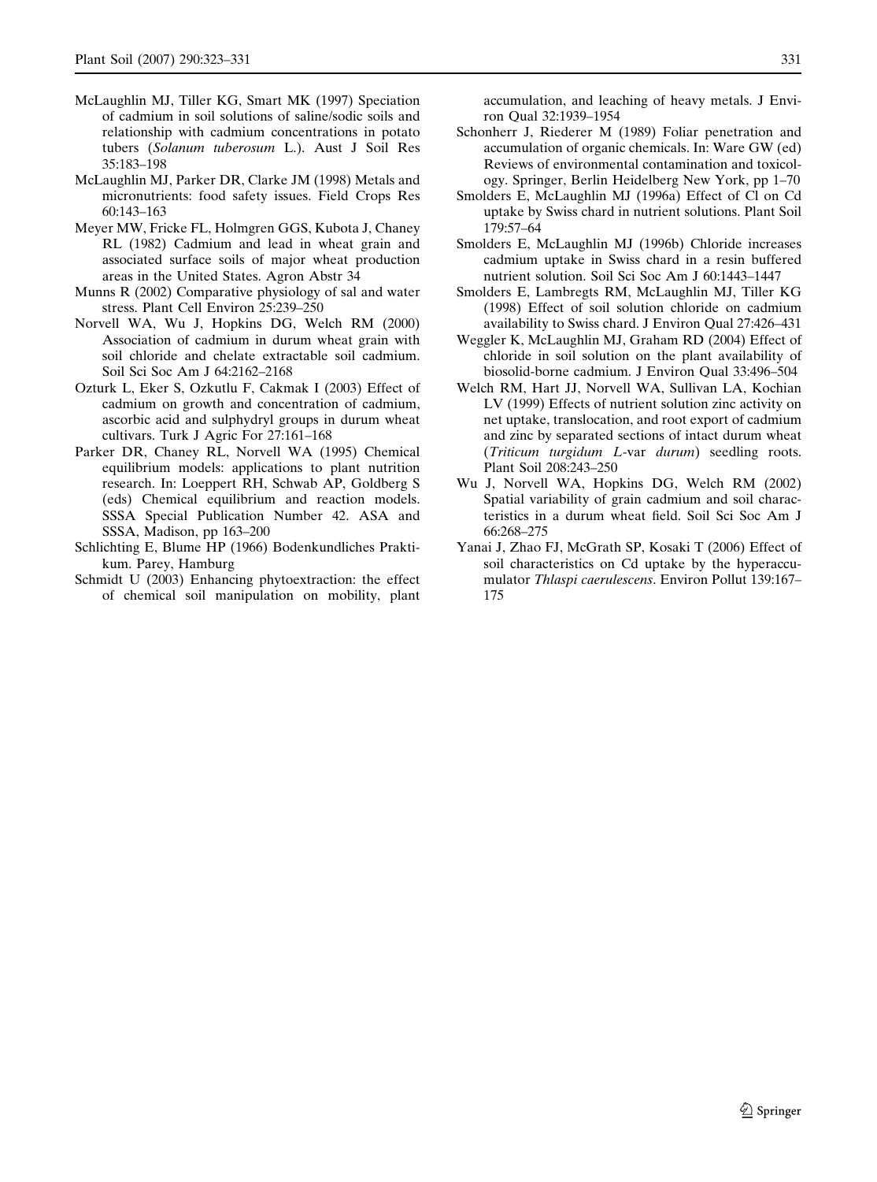McLaughlin MJ, Tiller KG, Smart MK (1997) Speciation of cadmium in soil solutions of saline/sodic soils and relationship with cadmium concentrations in potato tubers (*Solanum tuberosum* L.). Aust J Soil Res 35:183–198

McLaughlin MJ, Parker DR, Clarke JM (1998) Metals and micronutrients: food safety issues. Field Crops Res 60:143–163

Meyer MW, Fricke FL, Holmgren GGS, Kubota J, Chaney RL (1982) Cadmium and lead in wheat grain and associated surface soils of major wheat production areas in the United States. Agron Abstr 34

Munns R (2002) Comparative physiology of sal and water stress. Plant Cell Environ 25:239–250

Norvell WA, Wu J, Hopkins DG, Welch RM (2000) Association of cadmium in durum wheat grain with soil chloride and chelate extractable soil cadmium. Soil Sci Soc Am J 64:2162–2168

Ozturk L, Eker S, Ozkutlu F, Cakmak I (2003) Effect of cadmium on growth and concentration of cadmium, ascorbic acid and sulphydryl groups in durum wheat cultivars. Turk J Agric For 27:161–168

Parker DR, Chaney RL, Norvell WA (1995) Chemical equilibrium models: applications to plant nutrition research. In: Loeppert RH, Schwab AP, Goldberg S (eds) Chemical equilibrium and reaction models. SSSA Special Publication Number 42. ASA and SSSA, Madison, pp 163–200

Schlichting E, Blume HP (1966) Bodenkundliches Praktikum. Parey, Hamburg

Schmidt U (2003) Enhancing phytoextraction: the effect of chemical soil manipulation on mobility, plant accumulation, and leaching of heavy metals. J Environ Qual 32:1939–1954

Schonherr J, Riederer M (1989) Foliar penetration and accumulation of organic chemicals. In: Ware GW (ed) Reviews of environmental contamination and toxicology. Springer, Berlin Heidelberg New York, pp 1–70

Smolders E, McLaughlin MJ (1996a) Effect of Cl on Cd uptake by Swiss chard in nutrient solutions. Plant Soil 179:57–64

Smolders E, McLaughlin MJ (1996b) Chloride increases cadmium uptake in Swiss chard in a resin buffered nutrient solution. Soil Sci Soc Am J 60:1443–1447

Smolders E, Lambregts RM, McLaughlin MJ, Tiller KG (1998) Effect of soil solution chloride on cadmium availability to Swiss chard. J Environ Qual 27:426–431

Weggler K, McLaughlin MJ, Graham RD (2004) Effect of chloride in soil solution on the plant availability of biosolid-borne cadmium. J Environ Qual 33:496–504

Welch RM, Hart JJ, Norvell WA, Sullivan LA, Kochian LV (1999) Effects of nutrient solution zinc activity on net uptake, translocation, and root export of cadmium and zinc by separated sections of intact durum wheat (*Triticum turgidum L*-var *durum*) seedling roots. Plant Soil 208:243–250

Wu J, Norvell WA, Hopkins DG, Welch RM (2002) Spatial variability of grain cadmium and soil characteristics in a durum wheat field. Soil Sci Soc Am J 66:268–275

Yanai J, Zhao FJ, McGrath SP, Kosaki T (2006) Effect of soil characteristics on Cd uptake by the hyperaccumulator *Thlaspi caerulescens*. Environ Pollut 139:167–175